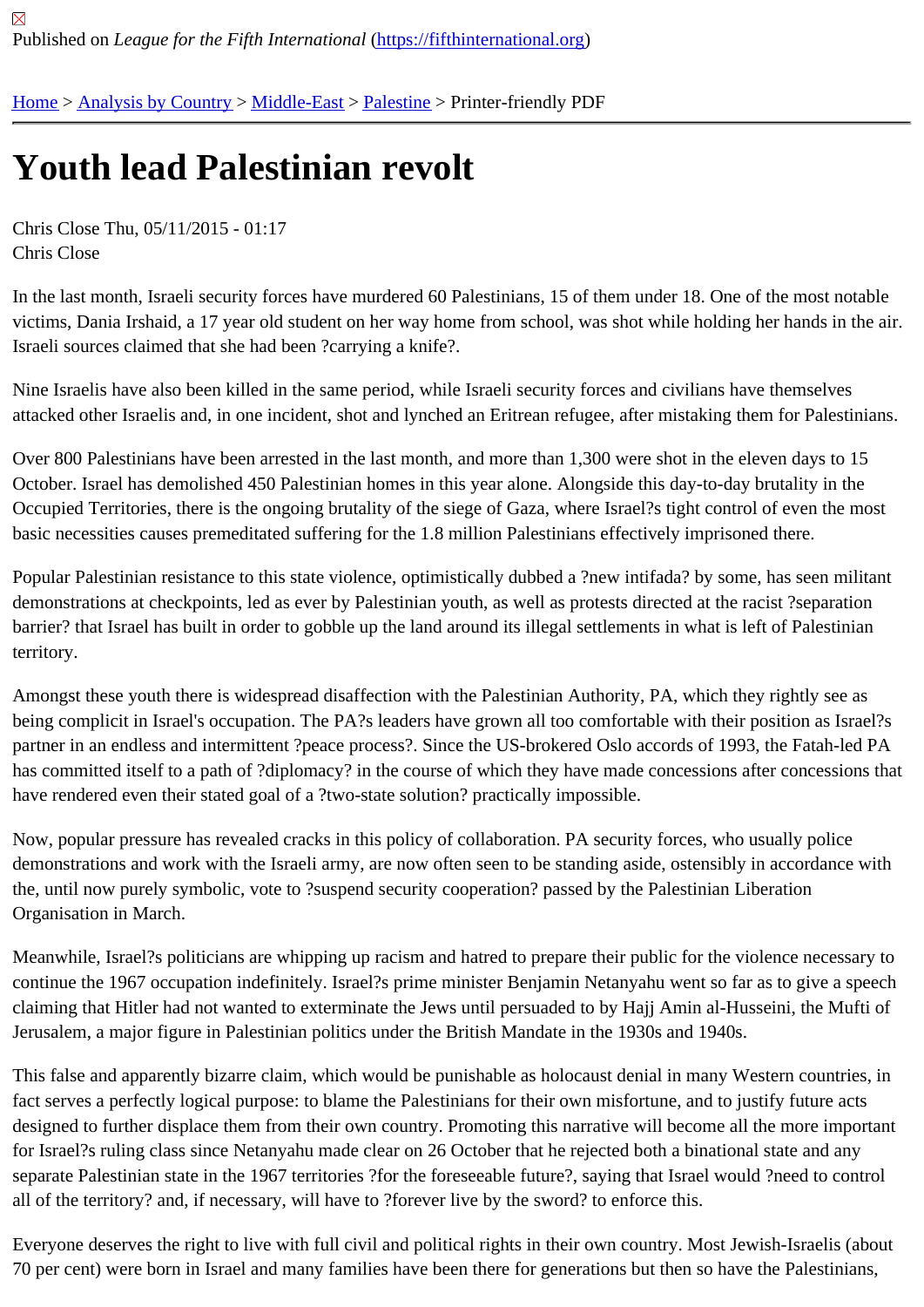Published on *League for the Fifth International* (https://fifthinternational.org)

Home > Analysis by Country > Middle-East > Palestine > Printer-friendly PDF

# Youth lead Palestinian revolt

Chris Close Thu, 05/11/2015 - 01:17
Chris Close

In the last month, Israeli security forces have murdered 60 Palestinians, 15 of them under 18. One of the most notable victims, Dania Irshaid, a 17 year old student on her way home from school, was shot while holding her hands in the air. Israeli sources claimed that she had been ?carrying a knife?.

Nine Israelis have also been killed in the same period, while Israeli security forces and civilians have themselves attacked other Israelis and, in one incident, shot and lynched an Eritrean refugee, after mistaking them for Palestinians.

Over 800 Palestinians have been arrested in the last month, and more than 1,300 were shot in the eleven days to 15 October. Israel has demolished 450 Palestinian homes in this year alone. Alongside this day-to-day brutality in the Occupied Territories, there is the ongoing brutality of the siege of Gaza, where Israel?s tight control of even the most basic necessities causes premeditated suffering for the 1.8 million Palestinians effectively imprisoned there.

Popular Palestinian resistance to this state violence, optimistically dubbed a ?new intifada? by some, has seen militant demonstrations at checkpoints, led as ever by Palestinian youth, as well as protests directed at the racist ?separation barrier? that Israel has built in order to gobble up the land around its illegal settlements in what is left of Palestinian territory.

Amongst these youth there is widespread disaffection with the Palestinian Authority, PA, which they rightly see as being complicit in Israel's occupation. The PA?s leaders have grown all too comfortable with their position as Israel?s partner in an endless and intermittent ?peace process?. Since the US-brokered Oslo accords of 1993, the Fatah-led PA has committed itself to a path of ?diplomacy? in the course of which they have made concessions after concessions that have rendered even their stated goal of a ?two-state solution? practically impossible.

Now, popular pressure has revealed cracks in this policy of collaboration. PA security forces, who usually police demonstrations and work with the Israeli army, are now often seen to be standing aside, ostensibly in accordance with the, until now purely symbolic, vote to ?suspend security cooperation? passed by the Palestinian Liberation Organisation in March.

Meanwhile, Israel?s politicians are whipping up racism and hatred to prepare their public for the violence necessary to continue the 1967 occupation indefinitely. Israel?s prime minister Benjamin Netanyahu went so far as to give a speech claiming that Hitler had not wanted to exterminate the Jews until persuaded to by Hajj Amin al-Husseini, the Mufti of Jerusalem, a major figure in Palestinian politics under the British Mandate in the 1930s and 1940s.

This false and apparently bizarre claim, which would be punishable as holocaust denial in many Western countries, in fact serves a perfectly logical purpose: to blame the Palestinians for their own misfortune, and to justify future acts designed to further displace them from their own country. Promoting this narrative will become all the more important for Israel?s ruling class since Netanyahu made clear on 26 October that he rejected both a binational state and any separate Palestinian state in the 1967 territories ?for the foreseeable future?, saying that Israel would ?need to control all of the territory? and, if necessary, will have to ?forever live by the sword? to enforce this.

Everyone deserves the right to live with full civil and political rights in their own country. Most Jewish-Israelis (about 70 per cent) were born in Israel and many families have been there for generations but then so have the Palestinians,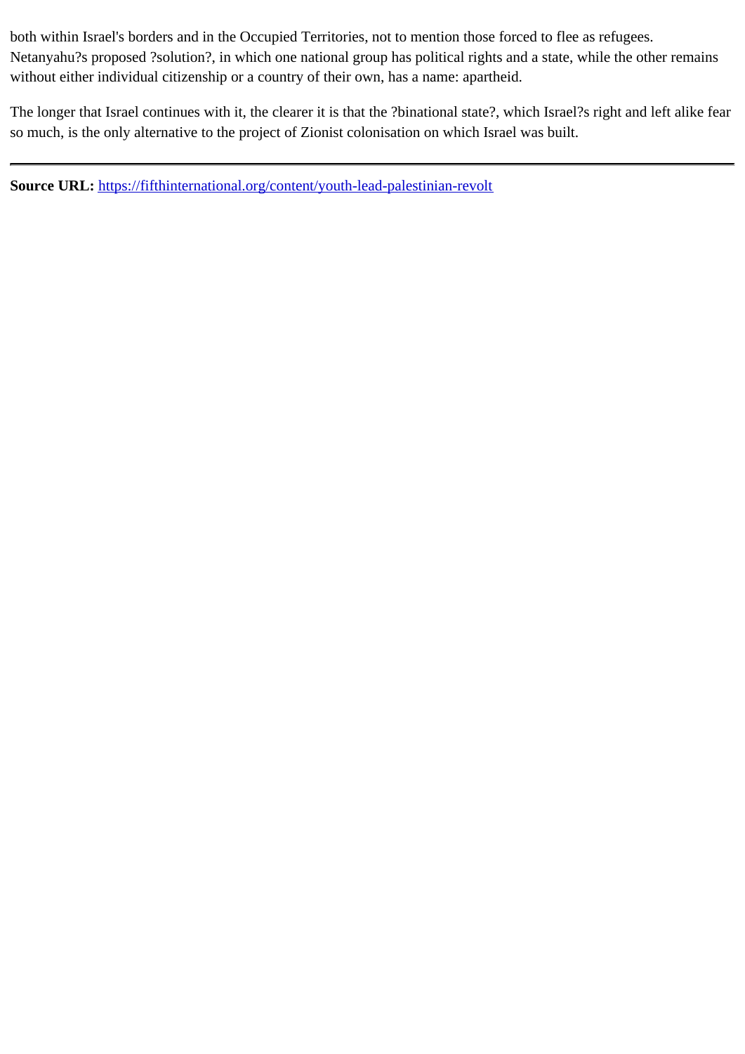both within Israel's borders and in the Occupied Territories, not to mention those forced to flee as refugees. Netanyahu?s proposed ?solution?, in which one national group has political rights and a state, while the other remains without either individual citizenship or a country of their own, has a name: apartheid.

The longer that Israel continues with it, the clearer it is that the ?binational state?, which Israel?s right and left alike fear so much, is the only alternative to the project of Zionist colonisation on which Israel was built.

---

**Source URL:** https://fifthinternational.org/content/youth-lead-palestinian-revolt